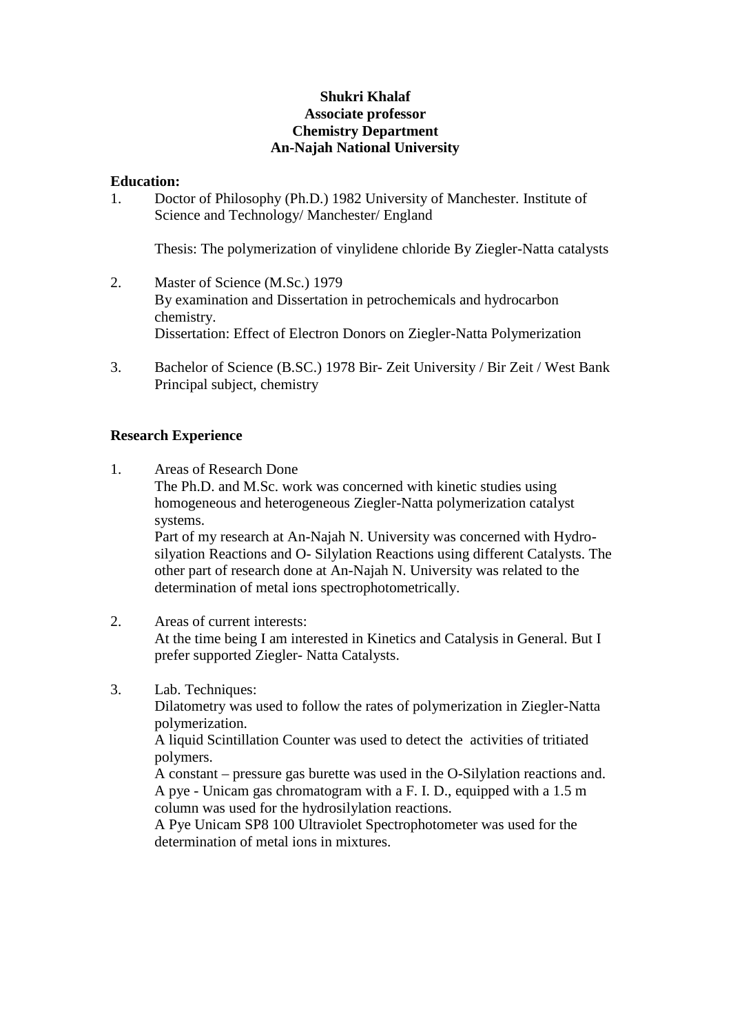**Shukri Khalaf**
**Associate professor**
**Chemistry Department**
**An-Najah National University**

**Education:**

1. Doctor of Philosophy (Ph.D.) 1982 University of Manchester. Institute of Science and Technology/ Manchester/ England

   Thesis: The polymerization of vinylidene chloride By Ziegler-Natta catalysts

2. Master of Science (M.Sc.) 1979
   By examination and Dissertation in petrochemicals and hydrocarbon chemistry.
   Dissertation: Effect of Electron Donors on Ziegler-Natta Polymerization

3. Bachelor of Science (B.SC.) 1978 Bir- Zeit University / Bir Zeit / West Bank
   Principal subject, chemistry

**Research Experience**

1. Areas of Research Done
   The Ph.D. and M.Sc. work was concerned with kinetic studies using homogeneous and heterogeneous Ziegler-Natta polymerization catalyst systems.
   Part of my research at An-Najah N. University was concerned with Hydro-silyation Reactions and O- Silylation Reactions using different Catalysts. The other part of research done at An-Najah N. University was related to the determination of metal ions spectrophotometrically.

2. Areas of current interests:
   At the time being I am interested in Kinetics and Catalysis in General. But I prefer supported Ziegler- Natta Catalysts.

3. Lab. Techniques:
   Dilatometry was used to follow the rates of polymerization in Ziegler-Natta polymerization.
   A liquid Scintillation Counter was used to detect the activities of tritiated polymers.
   A constant – pressure gas burette was used in the O-Silylation reactions and.
   A pye - Unicam gas chromatogram with a F. I. D., equipped with a 1.5 m column was used for the hydrosilylation reactions.
   A Pye Unicam SP8 100 Ultraviolet Spectrophotometer was used for the determination of metal ions in mixtures.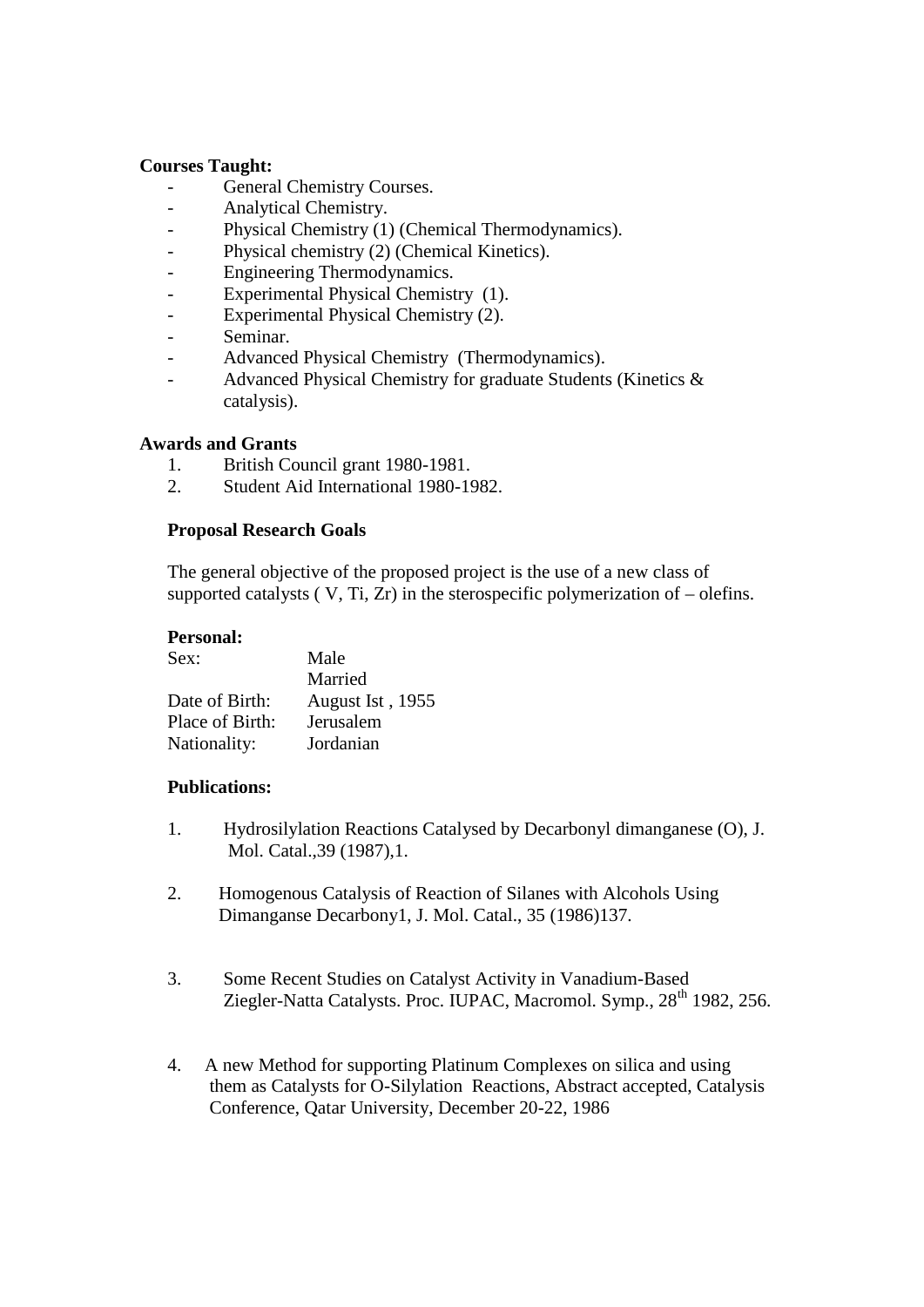**Courses Taught:**

- General Chemistry Courses.
- Analytical Chemistry.
- Physical Chemistry (1) (Chemical Thermodynamics).
- Physical chemistry (2) (Chemical Kinetics).
- Engineering Thermodynamics.
- Experimental Physical Chemistry (1).
- Experimental Physical Chemistry (2).
- Seminar.
- Advanced Physical Chemistry (Thermodynamics).
- Advanced Physical Chemistry for graduate Students (Kinetics & catalysis).

**Awards and Grants**

1. British Council grant 1980-1981.
2. Student Aid International 1980-1982.

**Proposal Research Goals**

The general objective of the proposed project is the use of a new class of supported catalysts ( V, Ti, Zr) in the sterospecific polymerization of – olefins.

**Personal:**

| | |
|---|---|
| Sex: | Male |
| | Married |
| Date of Birth: | August Ist , 1955 |
| Place of Birth: | Jerusalem |
| Nationality: | Jordanian |

**Publications:**

1. Hydrosilylation Reactions Catalysed by Decarbonyl dimanganese (O), J. Mol. Catal.,39 (1987),1.

2. Homogenous Catalysis of Reaction of Silanes with Alcohols Using Dimanganse Decarbony1, J. Mol. Catal., 35 (1986)137.

3. Some Recent Studies on Catalyst Activity in Vanadium-Based Ziegler-Natta Catalysts. Proc. IUPAC, Macromol. Symp., 28th 1982, 256.

4. A new Method for supporting Platinum Complexes on silica and using them as Catalysts for O-Silylation Reactions, Abstract accepted, Catalysis Conference, Qatar University, December 20-22, 1986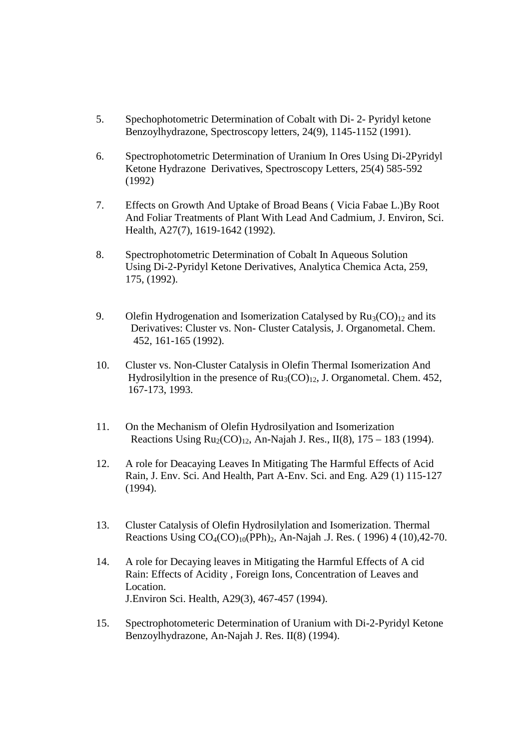5. Spechophotometric Determination of Cobalt with Di- 2- Pyridyl ketone Benzoylhydrazone, Spectroscopy letters, 24(9), 1145-1152 (1991).

6. Spectrophotometric Determination of Uranium In Ores Using Di-2Pyridyl Ketone Hydrazone Derivatives, Spectroscopy Letters, 25(4) 585-592 (1992)

7. Effects on Growth And Uptake of Broad Beans ( Vicia Fabae L.)By Root And Foliar Treatments of Plant With Lead And Cadmium, J. Environ, Sci. Health, A27(7), 1619-1642 (1992).

8. Spectrophotometric Determination of Cobalt In Aqueous Solution Using Di-2-Pyridyl Ketone Derivatives, Analytica Chemica Acta, 259, 175, (1992).

9. Olefin Hydrogenation and Isomerization Catalysed by $Ru_3(CO)_{12}$ and its Derivatives: Cluster vs. Non- Cluster Catalysis, J. Organometal. Chem. 452, 161-165 (1992).

10. Cluster vs. Non-Cluster Catalysis in Olefin Thermal Isomerization And Hydrosilyltion in the presence of $Ru_3(CO)_{12}$, J. Organometal. Chem. 452, 167-173, 1993.

11. On the Mechanism of Olefin Hydrosilyation and Isomerization Reactions Using $Ru_2(CO)_{12}$, An-Najah J. Res., II(8), 175 – 183 (1994).

12. A role for Deacaying Leaves In Mitigating The Harmful Effects of Acid Rain, J. Env. Sci. And Health, Part A-Env. Sci. and Eng. A29 (1) 115-127 (1994).

13. Cluster Catalysis of Olefin Hydrosilylation and Isomerization. Thermal Reactions Using $CO_4(CO)_{10}(PPh)_2$, An-Najah .J. Res. ( 1996) 4 (10),42-70.

14. A role for Decaying leaves in Mitigating the Harmful Effects of A cid Rain: Effects of Acidity , Foreign Ions, Concentration of Leaves and Location.
J.Environ Sci. Health, A29(3), 467-457 (1994).

15. Spectrophotometeric Determination of Uranium with Di-2-Pyridyl Ketone Benzoylhydrazone, An-Najah J. Res. II(8) (1994).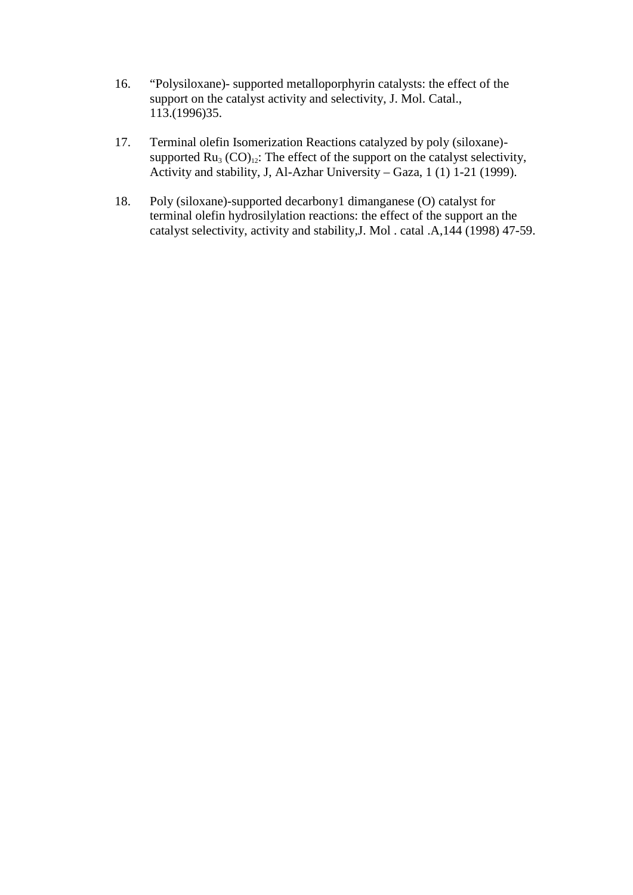16. “Polysiloxane)- supported metalloporphyrin catalysts: the effect of the support on the catalyst activity and selectivity, J. Mol. Catal., 113.(1996)35.

17. Terminal olefin Isomerization Reactions catalyzed by poly (siloxane)-supported $Ru_3(CO)_{12}$: The effect of the support on the catalyst selectivity, Activity and stability, J, Al-Azhar University – Gaza, 1 (1) 1-21 (1999).

18. Poly (siloxane)-supported decarbony1 dimanganese (O) catalyst for terminal olefin hydrosilylation reactions: the effect of the support an the catalyst selectivity, activity and stability,J. Mol . catal .A,144 (1998) 47-59.